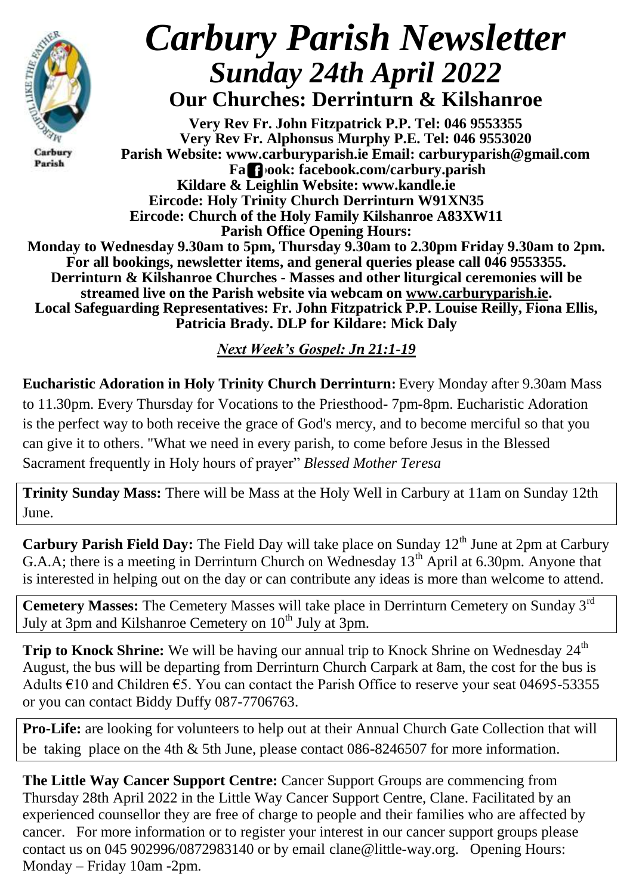# *Carbury Parish Newsletter*

## *Sunday 24th April 2022*

### Our Churches: Derrinturn & Kilshanroe

**Very Rev Fr. John Fitzpatrick P.P. Tel: 046 9553355**
**Very Rev Fr. Alphonsus Murphy P.E. Tel: 046 9553020**
**Parish Website: www.carburyparish.ie Email: carburyparish@gmail.com**
**Facebook: facebook.com/carbury.parish**
**Kildare & Leighlin Website: www.kandle.ie**
**Eircode: Holy Trinity Church Derrinturn W91XN35**
**Eircode: Church of the Holy Family Kilshanroe A83XW11**
**Parish Office Opening Hours:**
**Monday to Wednesday 9.30am to 5pm, Thursday 9.30am to 2.30pm Friday 9.30am to 2pm.**
**For all bookings, newsletter items, and general queries please call 046 9553355.**
**Derrinturn & Kilshanroe Churches - Masses and other liturgical ceremonies will be streamed live on the Parish website via webcam on www.carburyparish.ie.**
**Local Safeguarding Representatives: Fr. John Fitzpatrick P.P. Louise Reilly, Fiona Ellis, Patricia Brady. DLP for Kildare: Mick Daly**

***Next Week's Gospel: Jn 21:1-19***

**Eucharistic Adoration in Holy Trinity Church Derrinturn:** Every Monday after 9.30am Mass to 11.30pm. Every Thursday for Vocations to the Priesthood- 7pm-8pm. Eucharistic Adoration is the perfect way to both receive the grace of God's mercy, and to become merciful so that you can give it to others. "What we need in every parish, to come before Jesus in the Blessed Sacrament frequently in Holy hours of prayer" *Blessed Mother Teresa*

**Trinity Sunday Mass:** There will be Mass at the Holy Well in Carbury at 11am on Sunday 12th June.

**Carbury Parish Field Day:** The Field Day will take place on Sunday 12th June at 2pm at Carbury G.A.A; there is a meeting in Derrinturn Church on Wednesday 13th April at 6.30pm. Anyone that is interested in helping out on the day or can contribute any ideas is more than welcome to attend.

**Cemetery Masses:** The Cemetery Masses will take place in Derrinturn Cemetery on Sunday 3rd July at 3pm and Kilshanroe Cemetery on 10th July at 3pm.

**Trip to Knock Shrine:** We will be having our annual trip to Knock Shrine on Wednesday 24th August, the bus will be departing from Derrinturn Church Carpark at 8am, the cost for the bus is Adults €10 and Children €5. You can contact the Parish Office to reserve your seat 04695-53355 or you can contact Biddy Duffy 087-7706763.

**Pro-Life:** are looking for volunteers to help out at their Annual Church Gate Collection that will be taking place on the 4th & 5th June, please contact 086-8246507 for more information.

**The Little Way Cancer Support Centre:** Cancer Support Groups are commencing from Thursday 28th April 2022 in the Little Way Cancer Support Centre, Clane. Facilitated by an experienced counsellor they are free of charge to people and their families who are affected by cancer. For more information or to register your interest in our cancer support groups please contact us on 045 902996/0872983140 or by email clane@little-way.org. Opening Hours: Monday – Friday 10am -2pm.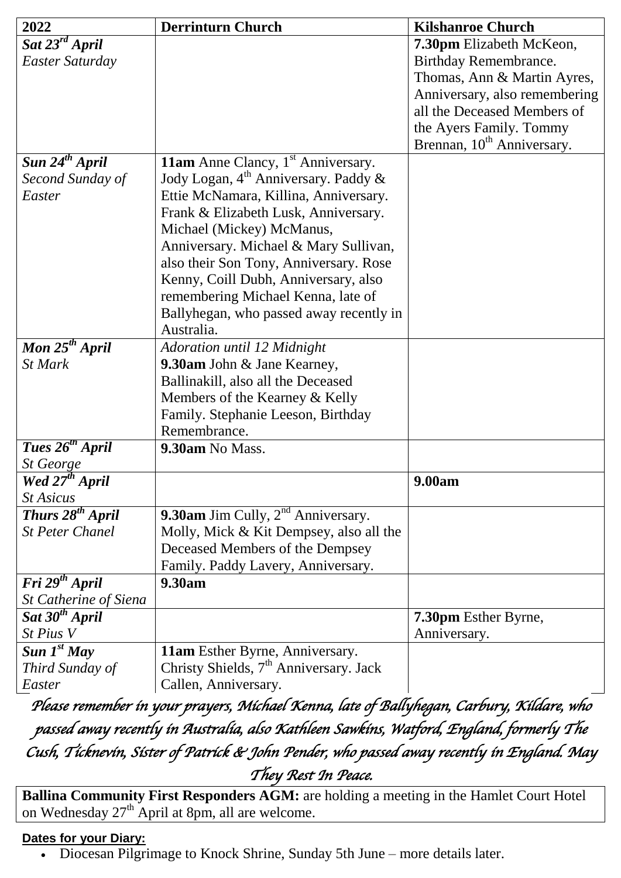| 2022 | Derrinturn Church | Kilshanroe Church |
|---|---|---|
| ***Sat 23rd April***<br>*Easter Saturday* | | **7.30pm** Elizabeth McKeon, Birthday Remembrance. Thomas, Ann & Martin Ayres, Anniversary, also remembering all the Deceased Members of the Ayers Family. Tommy Brennan, 10th Anniversary. |
| ***Sun 24th April***<br>*Second Sunday of Easter* | **11am** Anne Clancy, 1st Anniversary. Jody Logan, 4th Anniversary. Paddy & Ettie McNamara, Killina, Anniversary. Frank & Elizabeth Lusk, Anniversary. Michael (Mickey) McManus, Anniversary. Michael & Mary Sullivan, also their Son Tony, Anniversary. Rose Kenny, Coill Dubh, Anniversary, also remembering Michael Kenna, late of Ballyhegan, who passed away recently in Australia. | |
| ***Mon 25th April***<br>*St Mark* | *Adoration until 12 Midnight*<br>**9.30am** John & Jane Kearney, Ballinakill, also all the Deceased Members of the Kearney & Kelly Family. Stephanie Leeson, Birthday Remembrance. | |
| ***Tues 26th April***<br>*St George* | **9.30am** No Mass. | |
| ***Wed 27th April***<br>*St Asicus* | | **9.00am** |
| ***Thurs 28th April***<br>*St Peter Chanel* | **9.30am** Jim Cully, 2nd Anniversary. Molly, Mick & Kit Dempsey, also all the Deceased Members of the Dempsey Family. Paddy Lavery, Anniversary. | |
| ***Fri 29th April***<br>*St Catherine of Siena* | **9.30am** | |
| ***Sat 30th April***<br>*St Pius V* | | **7.30pm** Esther Byrne, Anniversary. |
| ***Sun 1st May***<br>*Third Sunday of Easter* | **11am** Esther Byrne, Anniversary. Christy Shields, 7th Anniversary. Jack Callen, Anniversary. | |

*Please remember in your prayers, Michael Kenna, late of Ballyhegan, Carbury, Kildare, who passed away recently in Australia, also Kathleen Sawkins, Watford, England, formerly The Cush, Ticknevin, Sister of Patrick & John Pender, who passed away recently in England. May They Rest In Peace.*

**Ballina Community First Responders AGM:** are holding a meeting in the Hamlet Court Hotel on Wednesday 27th April at 8pm, all are welcome.

**Dates for your Diary:**

- Diocesan Pilgrimage to Knock Shrine, Sunday 5th June – more details later.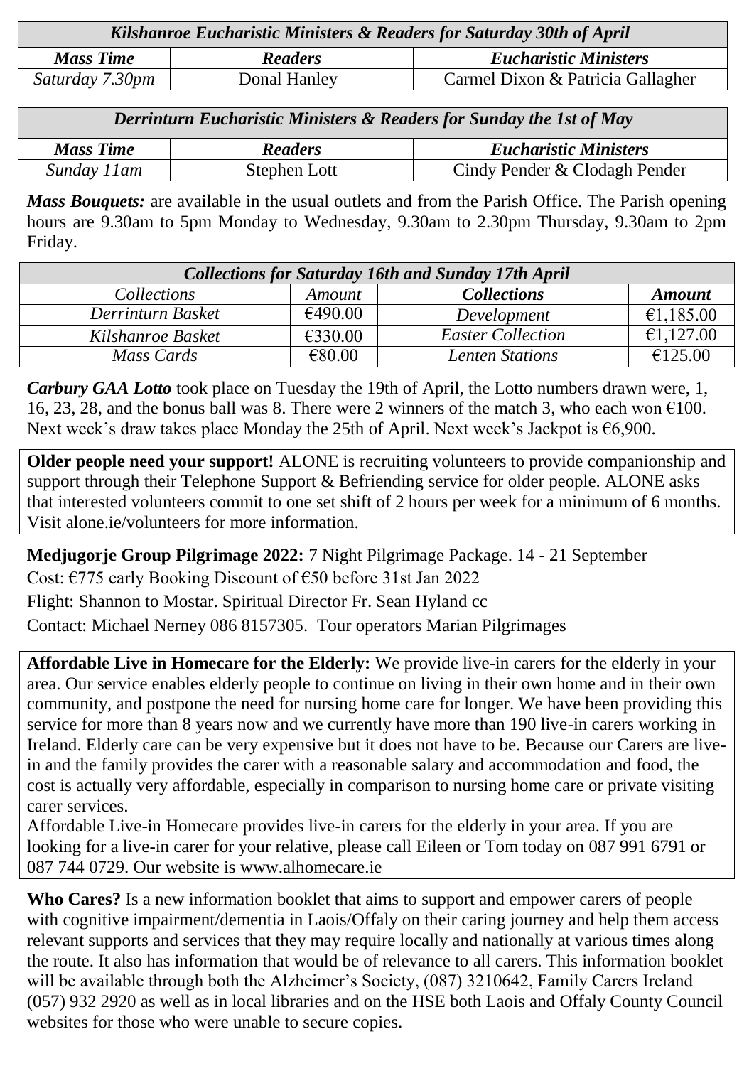| *Kilshanroe Eucharistic Ministers & Readers for Saturday 30th of April* | | |
|---|---|---|
| ***Mass Time*** | ***Readers*** | ***Eucharistic Ministers*** |
| *Saturday 7.30pm* | Donal Hanley | Carmel Dixon & Patricia Gallagher |

| *Derrinturn Eucharistic Ministers & Readers for Sunday the 1st of May* | | |
|---|---|---|
| ***Mass Time*** | ***Readers*** | ***Eucharistic Ministers*** |
| *Sunday 11am* | Stephen Lott | Cindy Pender & Clodagh Pender |

***Mass Bouquets:*** are available in the usual outlets and from the Parish Office. The Parish opening hours are 9.30am to 5pm Monday to Wednesday, 9.30am to 2.30pm Thursday, 9.30am to 2pm Friday.

| *Collections for Saturday 16th and Sunday 17th April* | | | |
|---|---|---|---|
| *Collections* | *Amount* | ***Collections*** | ***Amount*** |
| *Derrinturn Basket* | €490.00 | *Development* | €1,185.00 |
| *Kilshanroe Basket* | €330.00 | *Easter Collection* | €1,127.00 |
| *Mass Cards* | €80.00 | *Lenten Stations* | €125.00 |

***Carbury GAA Lotto*** took place on Tuesday the 19th of April, the Lotto numbers drawn were, 1, 16, 23, 28, and the bonus ball was 8. There were 2 winners of the match 3, who each won €100. Next week's draw takes place Monday the 25th of April. Next week's Jackpot is €6,900.

**Older people need your support!** ALONE is recruiting volunteers to provide companionship and support through their Telephone Support & Befriending service for older people. ALONE asks that interested volunteers commit to one set shift of 2 hours per week for a minimum of 6 months. Visit alone.ie/volunteers for more information.

**Medjugorje Group Pilgrimage 2022:** 7 Night Pilgrimage Package. 14 - 21 September

Cost: €775 early Booking Discount of €50 before 31st Jan 2022

Flight: Shannon to Mostar. Spiritual Director Fr. Sean Hyland cc

Contact: Michael Nerney 086 8157305. Tour operators Marian Pilgrimages

**Affordable Live in Homecare for the Elderly:** We provide live-in carers for the elderly in your area. Our service enables elderly people to continue on living in their own home and in their own community, and postpone the need for nursing home care for longer. We have been providing this service for more than 8 years now and we currently have more than 190 live-in carers working in Ireland. Elderly care can be very expensive but it does not have to be. Because our Carers are live-in and the family provides the carer with a reasonable salary and accommodation and food, the cost is actually very affordable, especially in comparison to nursing home care or private visiting carer services.

Affordable Live-in Homecare provides live-in carers for the elderly in your area. If you are looking for a live-in carer for your relative, please call Eileen or Tom today on 087 991 6791 or 087 744 0729. Our website is www.alhomecare.ie

**Who Cares?** Is a new information booklet that aims to support and empower carers of people with cognitive impairment/dementia in Laois/Offaly on their caring journey and help them access relevant supports and services that they may require locally and nationally at various times along the route. It also has information that would be of relevance to all carers. This information booklet will be available through both the Alzheimer's Society, (087) 3210642, Family Carers Ireland (057) 932 2920 as well as in local libraries and on the HSE both Laois and Offaly County Council websites for those who were unable to secure copies.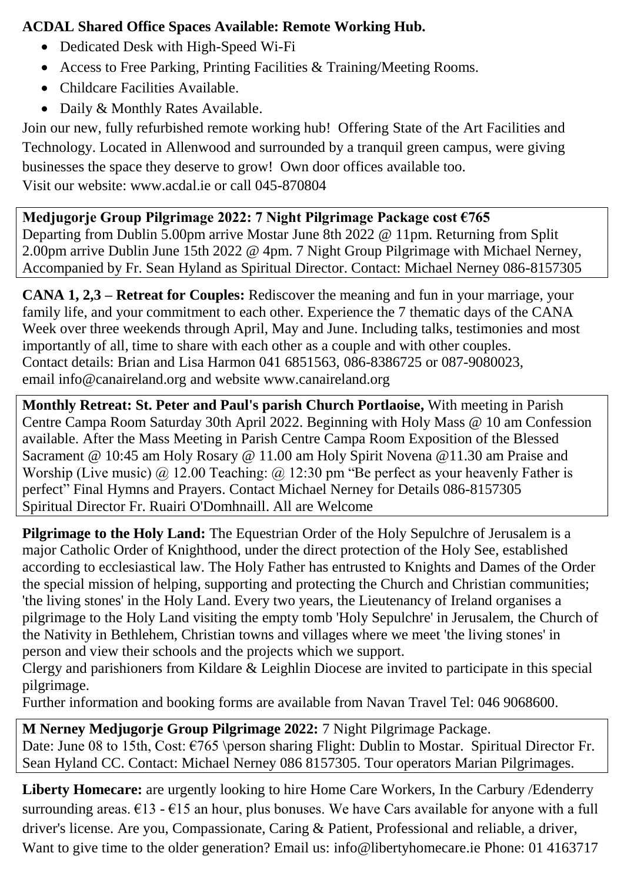**ACDAL Shared Office Spaces Available: Remote Working Hub.**

- Dedicated Desk with High-Speed Wi-Fi
- Access to Free Parking, Printing Facilities & Training/Meeting Rooms.
- Childcare Facilities Available.
- Daily & Monthly Rates Available.

Join our new, fully refurbished remote working hub! Offering State of the Art Facilities and Technology. Located in Allenwood and surrounded by a tranquil green campus, were giving businesses the space they deserve to grow! Own door offices available too.
Visit our website: www.acdal.ie or call 045-870804

**Medjugorje Group Pilgrimage 2022: 7 Night Pilgrimage Package cost €765**
Departing from Dublin 5.00pm arrive Mostar June 8th 2022 @ 11pm. Returning from Split 2.00pm arrive Dublin June 15th 2022 @ 4pm. 7 Night Group Pilgrimage with Michael Nerney, Accompanied by Fr. Sean Hyland as Spiritual Director. Contact: Michael Nerney 086-8157305

**CANA 1, 2,3 – Retreat for Couples:** Rediscover the meaning and fun in your marriage, your family life, and your commitment to each other. Experience the 7 thematic days of the CANA Week over three weekends through April, May and June. Including talks, testimonies and most importantly of all, time to share with each other as a couple and with other couples.
Contact details: Brian and Lisa Harmon 041 6851563, 086-8386725 or 087-9080023, email info@canaireland.org and website www.canaireland.org

**Monthly Retreat: St. Peter and Paul's parish Church Portlaoise,** With meeting in Parish Centre Campa Room Saturday 30th April 2022. Beginning with Holy Mass @ 10 am Confession available. After the Mass Meeting in Parish Centre Campa Room Exposition of the Blessed Sacrament @ 10:45 am Holy Rosary @ 11.00 am Holy Spirit Novena @11.30 am Praise and Worship (Live music) @ 12.00 Teaching: @ 12:30 pm "Be perfect as your heavenly Father is perfect" Final Hymns and Prayers. Contact Michael Nerney for Details 086-8157305
Spiritual Director Fr. Ruairi O'Domhnaill. All are Welcome

**Pilgrimage to the Holy Land:** The Equestrian Order of the Holy Sepulchre of Jerusalem is a major Catholic Order of Knighthood, under the direct protection of the Holy See, established according to ecclesiastical law. The Holy Father has entrusted to Knights and Dames of the Order the special mission of helping, supporting and protecting the Church and Christian communities; 'the living stones' in the Holy Land. Every two years, the Lieutenancy of Ireland organises a pilgrimage to the Holy Land visiting the empty tomb 'Holy Sepulchre' in Jerusalem, the Church of the Nativity in Bethlehem, Christian towns and villages where we meet 'the living stones' in person and view their schools and the projects which we support.
Clergy and parishioners from Kildare & Leighlin Diocese are invited to participate in this special pilgrimage.
Further information and booking forms are available from Navan Travel Tel: 046 9068600.

**M Nerney Medjugorje Group Pilgrimage 2022:** 7 Night Pilgrimage Package.
Date: June 08 to 15th, Cost: €765 \person sharing Flight: Dublin to Mostar. Spiritual Director Fr. Sean Hyland CC. Contact: Michael Nerney 086 8157305. Tour operators Marian Pilgrimages.

**Liberty Homecare:** are urgently looking to hire Home Care Workers, In the Carbury /Edenderry surrounding areas. €13 - €15 an hour, plus bonuses. We have Cars available for anyone with a full driver's license. Are you, Compassionate, Caring & Patient, Professional and reliable, a driver, Want to give time to the older generation? Email us: info@libertyhomecare.ie Phone: 01 4163717